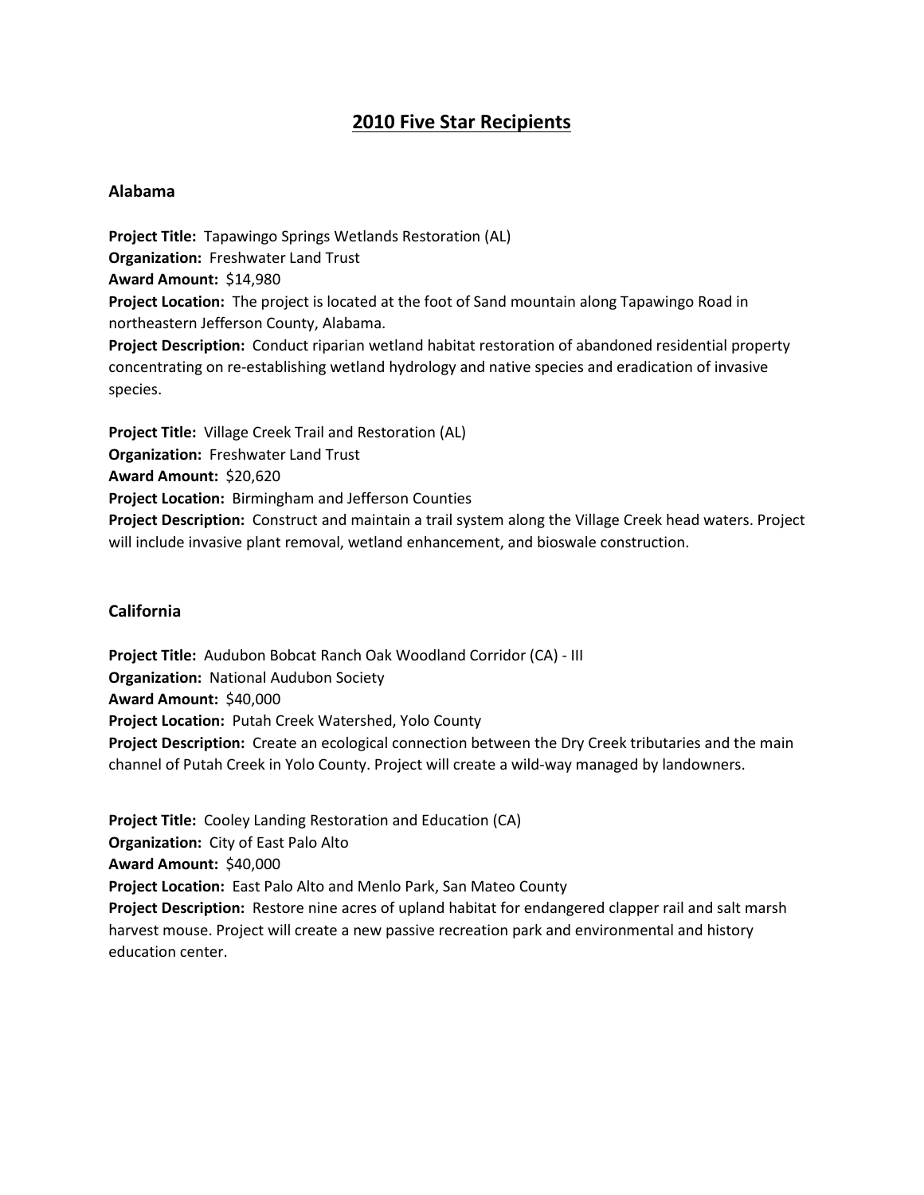# 2010 Five Star Recipients

## Alabama

**Project Title:** Tapawingo Springs Wetlands Restoration (AL)
**Organization:** Freshwater Land Trust
**Award Amount:** $14,980
**Project Location:** The project is located at the foot of Sand mountain along Tapawingo Road in northeastern Jefferson County, Alabama.
**Project Description:** Conduct riparian wetland habitat restoration of abandoned residential property concentrating on re-establishing wetland hydrology and native species and eradication of invasive species.

**Project Title:** Village Creek Trail and Restoration (AL)
**Organization:** Freshwater Land Trust
**Award Amount:** $20,620
**Project Location:** Birmingham and Jefferson Counties
**Project Description:** Construct and maintain a trail system along the Village Creek head waters. Project will include invasive plant removal, wetland enhancement, and bioswale construction.

## California

**Project Title:** Audubon Bobcat Ranch Oak Woodland Corridor (CA) - III
**Organization:** National Audubon Society
**Award Amount:** $40,000
**Project Location:** Putah Creek Watershed, Yolo County
**Project Description:** Create an ecological connection between the Dry Creek tributaries and the main channel of Putah Creek in Yolo County. Project will create a wild-way managed by landowners.

**Project Title:** Cooley Landing Restoration and Education (CA)
**Organization:** City of East Palo Alto
**Award Amount:** $40,000
**Project Location:** East Palo Alto and Menlo Park, San Mateo County
**Project Description:** Restore nine acres of upland habitat for endangered clapper rail and salt marsh harvest mouse. Project will create a new passive recreation park and environmental and history education center.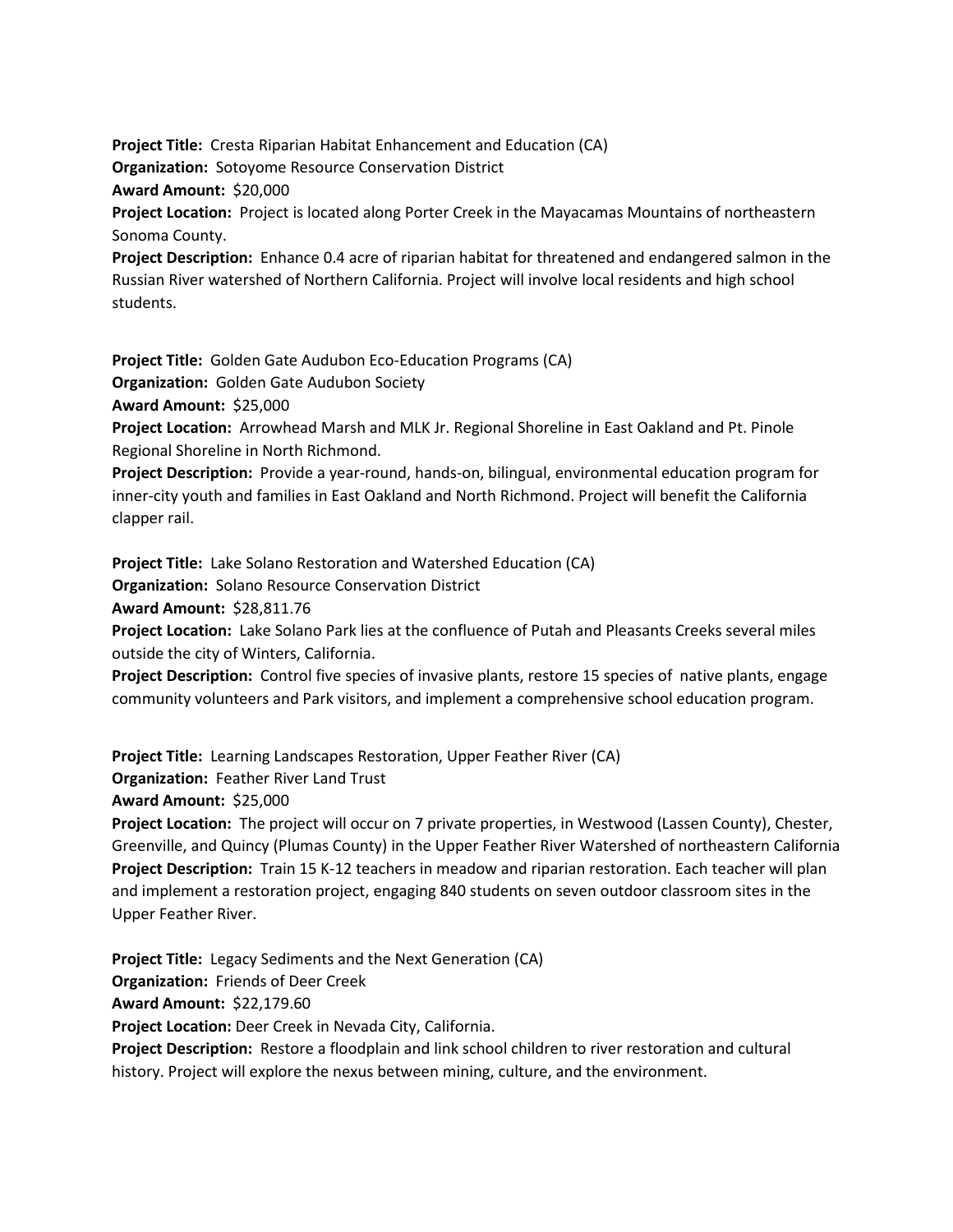**Project Title:** Cresta Riparian Habitat Enhancement and Education (CA)
**Organization:** Sotoyome Resource Conservation District
**Award Amount:** $20,000
**Project Location:** Project is located along Porter Creek in the Mayacamas Mountains of northeastern Sonoma County.
**Project Description:** Enhance 0.4 acre of riparian habitat for threatened and endangered salmon in the Russian River watershed of Northern California. Project will involve local residents and high school students.

**Project Title:** Golden Gate Audubon Eco-Education Programs (CA)
**Organization:** Golden Gate Audubon Society
**Award Amount:** $25,000
**Project Location:** Arrowhead Marsh and MLK Jr. Regional Shoreline in East Oakland and Pt. Pinole Regional Shoreline in North Richmond.
**Project Description:** Provide a year-round, hands-on, bilingual, environmental education program for inner-city youth and families in East Oakland and North Richmond. Project will benefit the California clapper rail.

**Project Title:** Lake Solano Restoration and Watershed Education (CA)
**Organization:** Solano Resource Conservation District
**Award Amount:** $28,811.76
**Project Location:** Lake Solano Park lies at the confluence of Putah and Pleasants Creeks several miles outside the city of Winters, California.
**Project Description:** Control five species of invasive plants, restore 15 species of native plants, engage community volunteers and Park visitors, and implement a comprehensive school education program.

**Project Title:** Learning Landscapes Restoration, Upper Feather River (CA)
**Organization:** Feather River Land Trust
**Award Amount:** $25,000
**Project Location:** The project will occur on 7 private properties, in Westwood (Lassen County), Chester, Greenville, and Quincy (Plumas County) in the Upper Feather River Watershed of northeastern California
**Project Description:** Train 15 K-12 teachers in meadow and riparian restoration. Each teacher will plan and implement a restoration project, engaging 840 students on seven outdoor classroom sites in the Upper Feather River.

**Project Title:** Legacy Sediments and the Next Generation (CA)
**Organization:** Friends of Deer Creek
**Award Amount:** $22,179.60
**Project Location:** Deer Creek in Nevada City, California.
**Project Description:** Restore a floodplain and link school children to river restoration and cultural history. Project will explore the nexus between mining, culture, and the environment.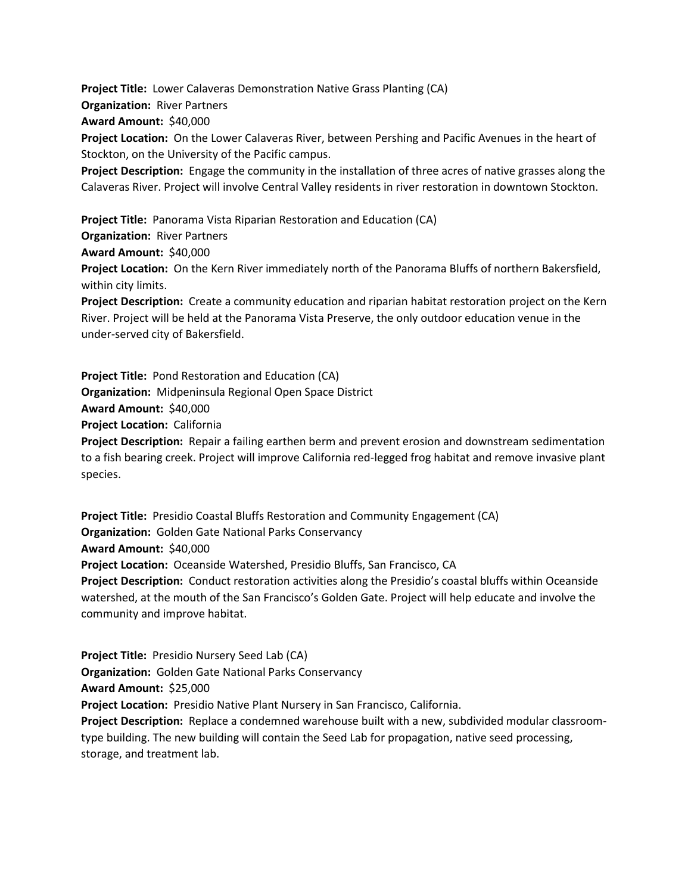**Project Title:** Lower Calaveras Demonstration Native Grass Planting (CA)
**Organization:** River Partners
**Award Amount:** $40,000
**Project Location:** On the Lower Calaveras River, between Pershing and Pacific Avenues in the heart of Stockton, on the University of the Pacific campus.
**Project Description:** Engage the community in the installation of three acres of native grasses along the Calaveras River. Project will involve Central Valley residents in river restoration in downtown Stockton.

**Project Title:** Panorama Vista Riparian Restoration and Education (CA)
**Organization:** River Partners
**Award Amount:** $40,000
**Project Location:** On the Kern River immediately north of the Panorama Bluffs of northern Bakersfield, within city limits.
**Project Description:** Create a community education and riparian habitat restoration project on the Kern River. Project will be held at the Panorama Vista Preserve, the only outdoor education venue in the under-served city of Bakersfield.

**Project Title:** Pond Restoration and Education (CA)
**Organization:** Midpeninsula Regional Open Space District
**Award Amount:** $40,000
**Project Location:** California
**Project Description:** Repair a failing earthen berm and prevent erosion and downstream sedimentation to a fish bearing creek. Project will improve California red-legged frog habitat and remove invasive plant species.

**Project Title:** Presidio Coastal Bluffs Restoration and Community Engagement (CA)
**Organization:** Golden Gate National Parks Conservancy
**Award Amount:** $40,000
**Project Location:** Oceanside Watershed, Presidio Bluffs, San Francisco, CA
**Project Description:** Conduct restoration activities along the Presidio's coastal bluffs within Oceanside watershed, at the mouth of the San Francisco's Golden Gate. Project will help educate and involve the community and improve habitat.

**Project Title:** Presidio Nursery Seed Lab (CA)
**Organization:** Golden Gate National Parks Conservancy
**Award Amount:** $25,000
**Project Location:** Presidio Native Plant Nursery in San Francisco, California.
**Project Description:** Replace a condemned warehouse built with a new, subdivided modular classroom-type building. The new building will contain the Seed Lab for propagation, native seed processing, storage, and treatment lab.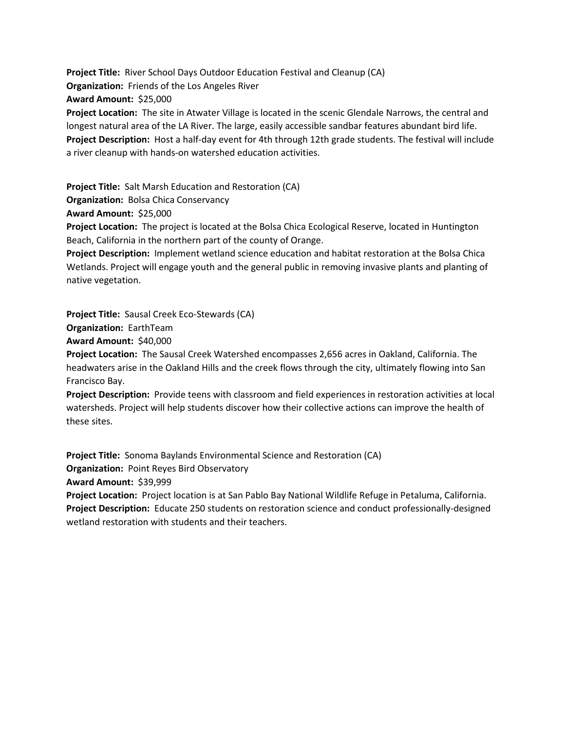**Project Title:** River School Days Outdoor Education Festival and Cleanup (CA)
**Organization:** Friends of the Los Angeles River
**Award Amount:** $25,000
**Project Location:** The site in Atwater Village is located in the scenic Glendale Narrows, the central and longest natural area of the LA River. The large, easily accessible sandbar features abundant bird life.
**Project Description:** Host a half-day event for 4th through 12th grade students. The festival will include a river cleanup with hands-on watershed education activities.

**Project Title:** Salt Marsh Education and Restoration (CA)
**Organization:** Bolsa Chica Conservancy
**Award Amount:** $25,000
**Project Location:** The project is located at the Bolsa Chica Ecological Reserve, located in Huntington Beach, California in the northern part of the county of Orange.
**Project Description:** Implement wetland science education and habitat restoration at the Bolsa Chica Wetlands. Project will engage youth and the general public in removing invasive plants and planting of native vegetation.

**Project Title:** Sausal Creek Eco-Stewards (CA)
**Organization:** EarthTeam
**Award Amount:** $40,000
**Project Location:** The Sausal Creek Watershed encompasses 2,656 acres in Oakland, California. The headwaters arise in the Oakland Hills and the creek flows through the city, ultimately flowing into San Francisco Bay.
**Project Description:** Provide teens with classroom and field experiences in restoration activities at local watersheds. Project will help students discover how their collective actions can improve the health of these sites.

**Project Title:** Sonoma Baylands Environmental Science and Restoration (CA)
**Organization:** Point Reyes Bird Observatory
**Award Amount:** $39,999
**Project Location:** Project location is at San Pablo Bay National Wildlife Refuge in Petaluma, California.
**Project Description:** Educate 250 students on restoration science and conduct professionally-designed wetland restoration with students and their teachers.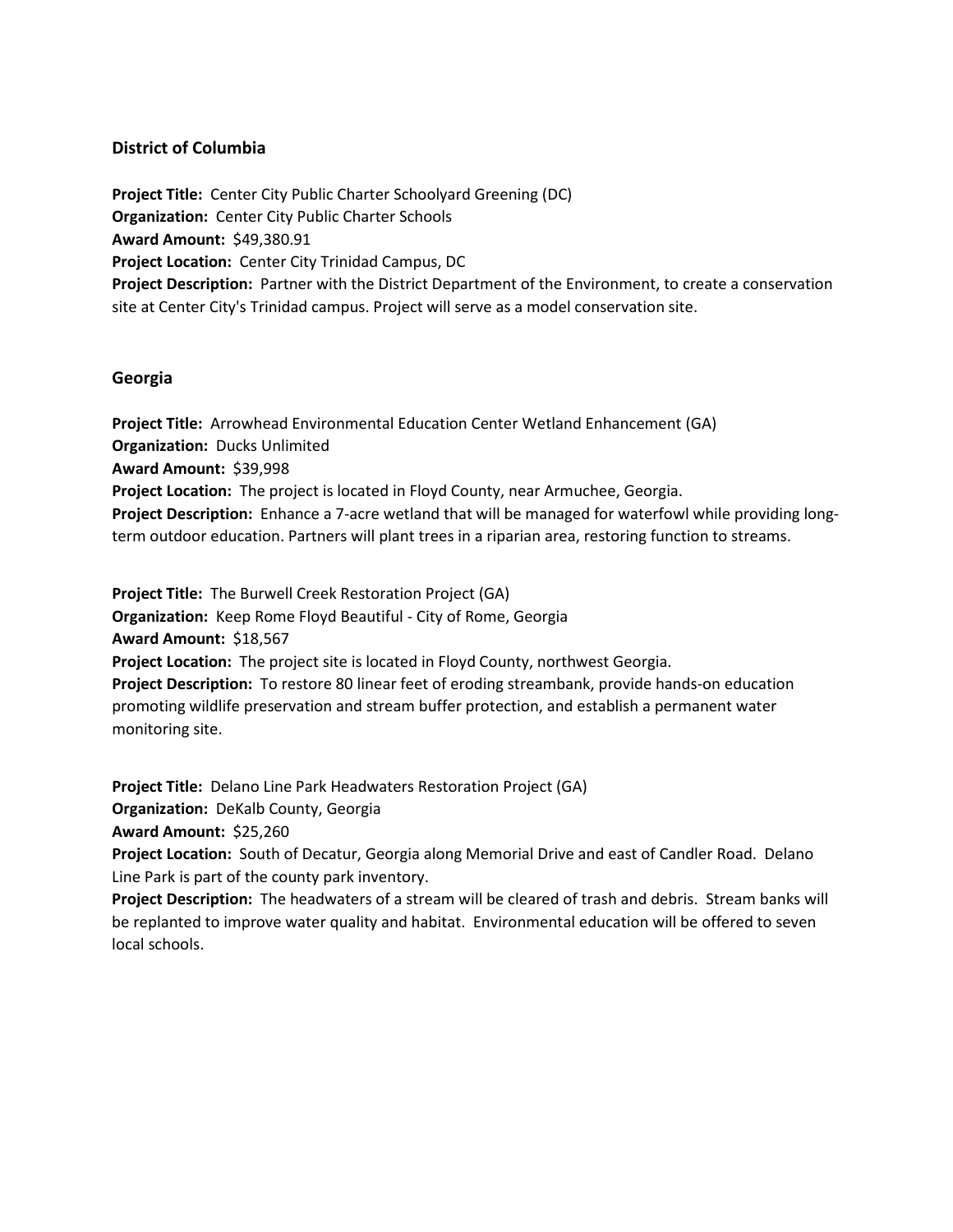## District of Columbia

**Project Title:** Center City Public Charter Schoolyard Greening (DC)
**Organization:** Center City Public Charter Schools
**Award Amount:** $49,380.91
**Project Location:** Center City Trinidad Campus, DC
**Project Description:** Partner with the District Department of the Environment, to create a conservation site at Center City's Trinidad campus. Project will serve as a model conservation site.

## Georgia

**Project Title:** Arrowhead Environmental Education Center Wetland Enhancement (GA)
**Organization:** Ducks Unlimited
**Award Amount:** $39,998
**Project Location:** The project is located in Floyd County, near Armuchee, Georgia.
**Project Description:** Enhance a 7-acre wetland that will be managed for waterfowl while providing long-term outdoor education. Partners will plant trees in a riparian area, restoring function to streams.

**Project Title:** The Burwell Creek Restoration Project (GA)
**Organization:** Keep Rome Floyd Beautiful - City of Rome, Georgia
**Award Amount:** $18,567
**Project Location:** The project site is located in Floyd County, northwest Georgia.
**Project Description:** To restore 80 linear feet of eroding streambank, provide hands-on education promoting wildlife preservation and stream buffer protection, and establish a permanent water monitoring site.

**Project Title:** Delano Line Park Headwaters Restoration Project (GA)
**Organization:** DeKalb County, Georgia
**Award Amount:** $25,260
**Project Location:** South of Decatur, Georgia along Memorial Drive and east of Candler Road. Delano Line Park is part of the county park inventory.
**Project Description:** The headwaters of a stream will be cleared of trash and debris. Stream banks will be replanted to improve water quality and habitat. Environmental education will be offered to seven local schools.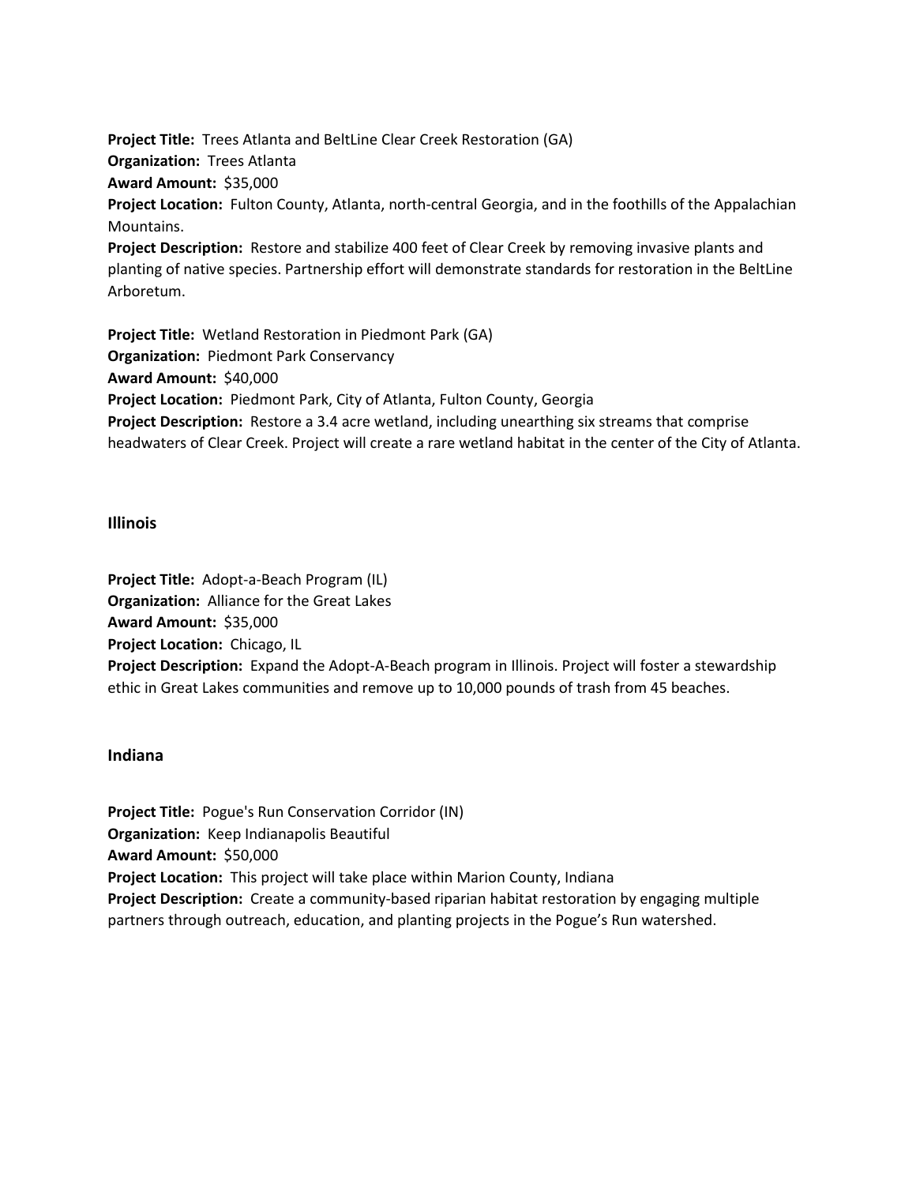**Project Title:** Trees Atlanta and BeltLine Clear Creek Restoration (GA)
**Organization:** Trees Atlanta
**Award Amount:** $35,000
**Project Location:** Fulton County, Atlanta, north-central Georgia, and in the foothills of the Appalachian Mountains.
**Project Description:** Restore and stabilize 400 feet of Clear Creek by removing invasive plants and planting of native species. Partnership effort will demonstrate standards for restoration in the BeltLine Arboretum.

**Project Title:** Wetland Restoration in Piedmont Park (GA)
**Organization:** Piedmont Park Conservancy
**Award Amount:** $40,000
**Project Location:** Piedmont Park, City of Atlanta, Fulton County, Georgia
**Project Description:** Restore a 3.4 acre wetland, including unearthing six streams that comprise headwaters of Clear Creek. Project will create a rare wetland habitat in the center of the City of Atlanta.

## Illinois

**Project Title:** Adopt-a-Beach Program (IL)
**Organization:** Alliance for the Great Lakes
**Award Amount:** $35,000
**Project Location:** Chicago, IL
**Project Description:** Expand the Adopt-A-Beach program in Illinois. Project will foster a stewardship ethic in Great Lakes communities and remove up to 10,000 pounds of trash from 45 beaches.

## Indiana

**Project Title:** Pogue's Run Conservation Corridor (IN)
**Organization:** Keep Indianapolis Beautiful
**Award Amount:** $50,000
**Project Location:** This project will take place within Marion County, Indiana
**Project Description:** Create a community-based riparian habitat restoration by engaging multiple partners through outreach, education, and planting projects in the Pogue's Run watershed.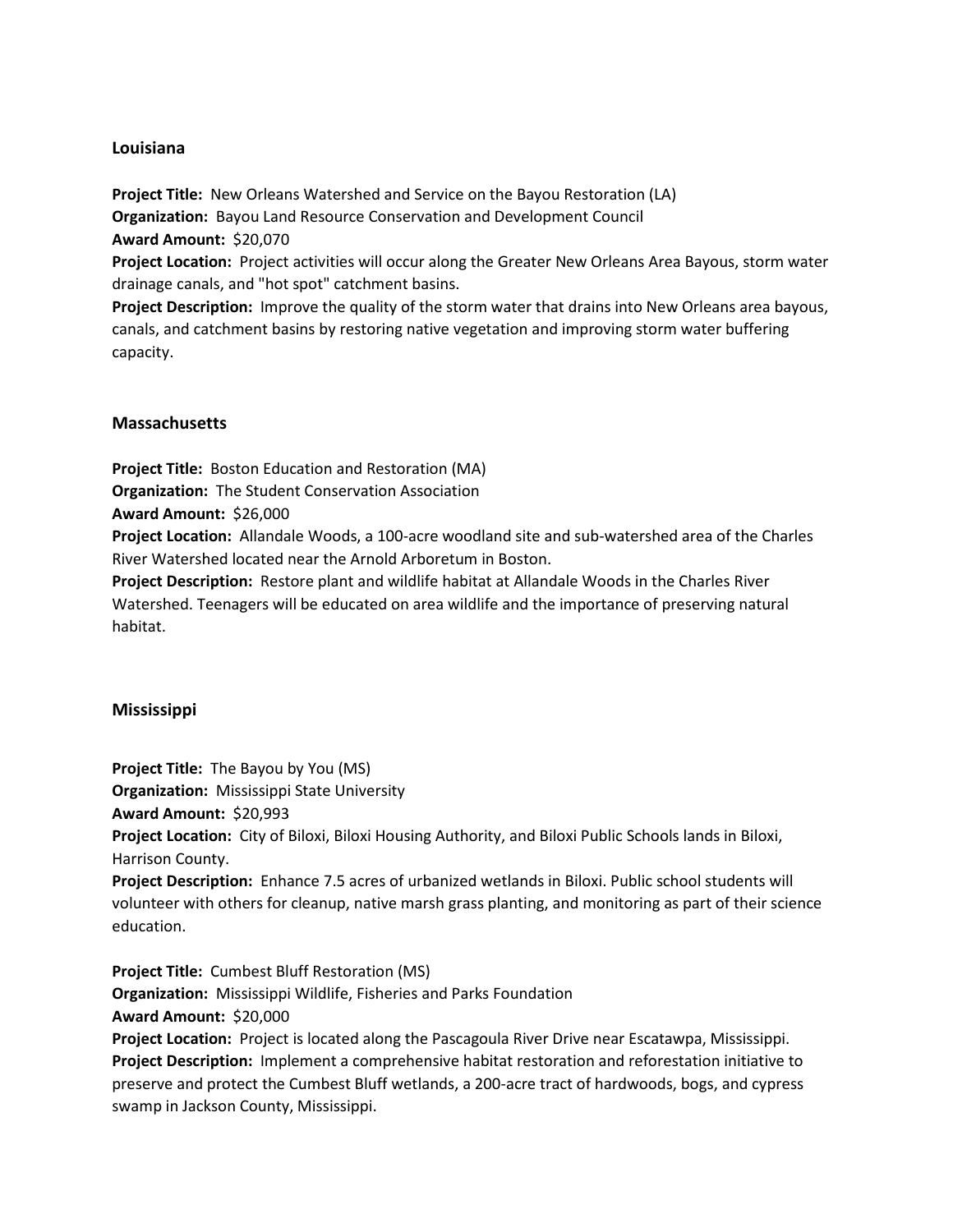### Louisiana

**Project Title:** New Orleans Watershed and Service on the Bayou Restoration (LA)
**Organization:** Bayou Land Resource Conservation and Development Council
**Award Amount:** $20,070
**Project Location:** Project activities will occur along the Greater New Orleans Area Bayous, storm water drainage canals, and "hot spot" catchment basins.
**Project Description:** Improve the quality of the storm water that drains into New Orleans area bayous, canals, and catchment basins by restoring native vegetation and improving storm water buffering capacity.

### Massachusetts

**Project Title:** Boston Education and Restoration (MA)
**Organization:** The Student Conservation Association
**Award Amount:** $26,000
**Project Location:** Allandale Woods, a 100-acre woodland site and sub-watershed area of the Charles River Watershed located near the Arnold Arboretum in Boston.
**Project Description:** Restore plant and wildlife habitat at Allandale Woods in the Charles River Watershed. Teenagers will be educated on area wildlife and the importance of preserving natural habitat.

### Mississippi

**Project Title:** The Bayou by You (MS)
**Organization:** Mississippi State University
**Award Amount:** $20,993
**Project Location:** City of Biloxi, Biloxi Housing Authority, and Biloxi Public Schools lands in Biloxi, Harrison County.
**Project Description:** Enhance 7.5 acres of urbanized wetlands in Biloxi. Public school students will volunteer with others for cleanup, native marsh grass planting, and monitoring as part of their science education.

**Project Title:** Cumbest Bluff Restoration (MS)
**Organization:** Mississippi Wildlife, Fisheries and Parks Foundation
**Award Amount:** $20,000
**Project Location:** Project is located along the Pascagoula River Drive near Escatawpa, Mississippi.
**Project Description:** Implement a comprehensive habitat restoration and reforestation initiative to preserve and protect the Cumbest Bluff wetlands, a 200-acre tract of hardwoods, bogs, and cypress swamp in Jackson County, Mississippi.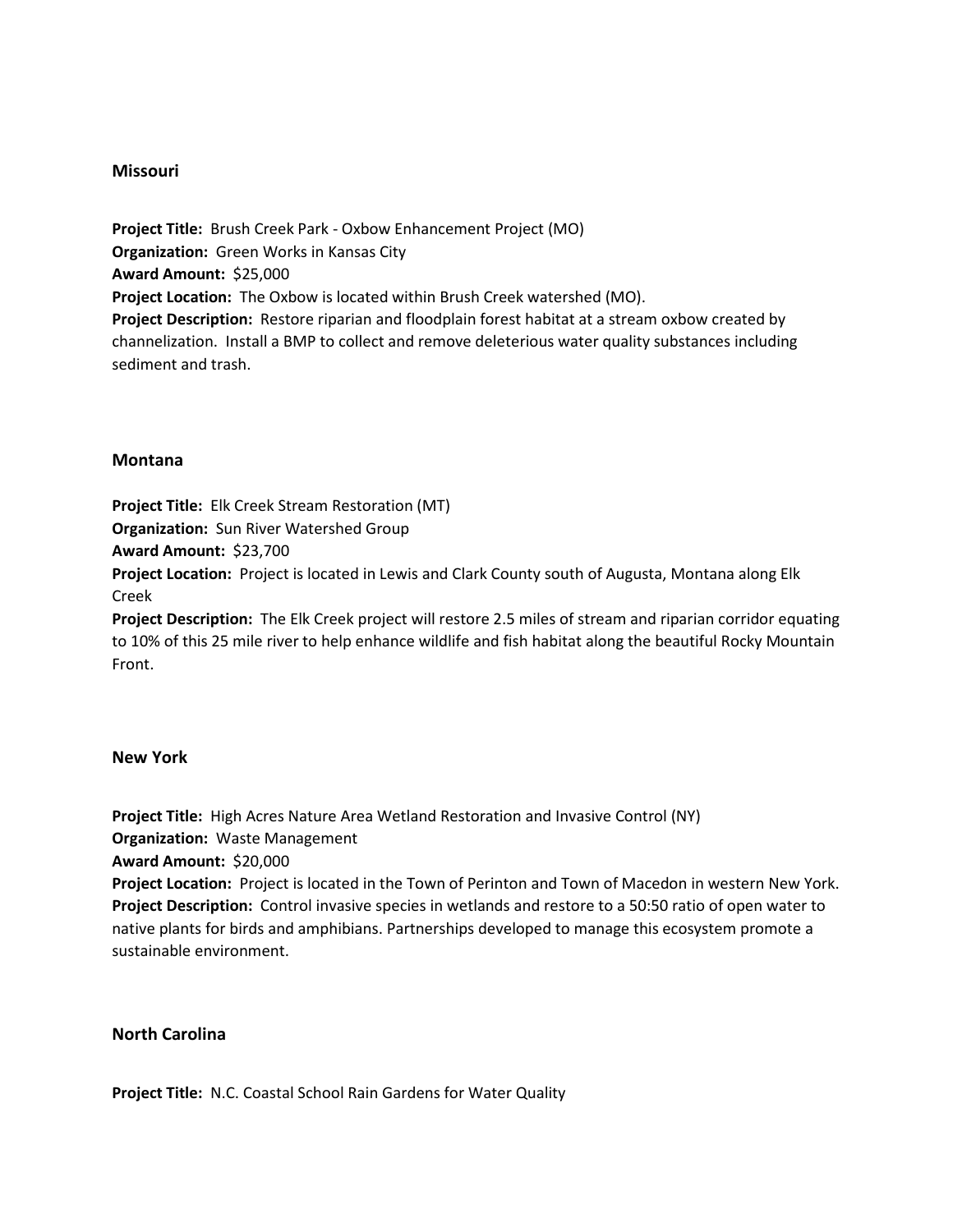## Missouri

**Project Title:** Brush Creek Park - Oxbow Enhancement Project (MO)
**Organization:** Green Works in Kansas City
**Award Amount:** $25,000
**Project Location:** The Oxbow is located within Brush Creek watershed (MO).
**Project Description:** Restore riparian and floodplain forest habitat at a stream oxbow created by channelization. Install a BMP to collect and remove deleterious water quality substances including sediment and trash.

## Montana

**Project Title:** Elk Creek Stream Restoration (MT)
**Organization:** Sun River Watershed Group
**Award Amount:** $23,700
**Project Location:** Project is located in Lewis and Clark County south of Augusta, Montana along Elk Creek
**Project Description:** The Elk Creek project will restore 2.5 miles of stream and riparian corridor equating to 10% of this 25 mile river to help enhance wildlife and fish habitat along the beautiful Rocky Mountain Front.

## New York

**Project Title:** High Acres Nature Area Wetland Restoration and Invasive Control (NY)
**Organization:** Waste Management
**Award Amount:** $20,000
**Project Location:** Project is located in the Town of Perinton and Town of Macedon in western New York.
**Project Description:** Control invasive species in wetlands and restore to a 50:50 ratio of open water to native plants for birds and amphibians. Partnerships developed to manage this ecosystem promote a sustainable environment.

## North Carolina

**Project Title:** N.C. Coastal School Rain Gardens for Water Quality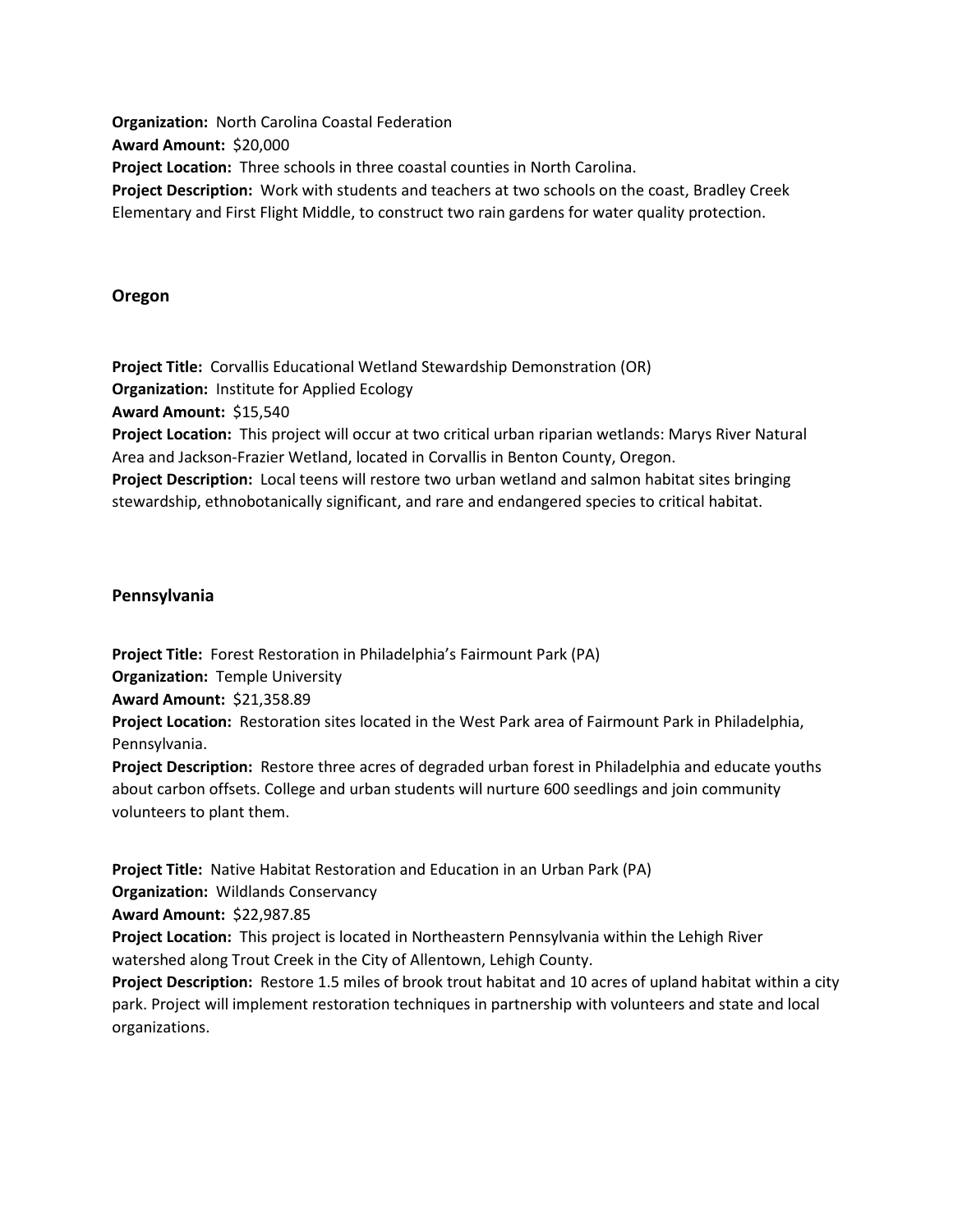**Organization:** North Carolina Coastal Federation
**Award Amount:** $20,000
**Project Location:** Three schools in three coastal counties in North Carolina.
**Project Description:** Work with students and teachers at two schools on the coast, Bradley Creek Elementary and First Flight Middle, to construct two rain gardens for water quality protection.

## Oregon

**Project Title:** Corvallis Educational Wetland Stewardship Demonstration (OR)
**Organization:** Institute for Applied Ecology
**Award Amount:** $15,540
**Project Location:** This project will occur at two critical urban riparian wetlands: Marys River Natural Area and Jackson-Frazier Wetland, located in Corvallis in Benton County, Oregon.
**Project Description:** Local teens will restore two urban wetland and salmon habitat sites bringing stewardship, ethnobotanically significant, and rare and endangered species to critical habitat.

## Pennsylvania

**Project Title:** Forest Restoration in Philadelphia's Fairmount Park (PA)
**Organization:** Temple University
**Award Amount:** $21,358.89
**Project Location:** Restoration sites located in the West Park area of Fairmount Park in Philadelphia, Pennsylvania.
**Project Description:** Restore three acres of degraded urban forest in Philadelphia and educate youths about carbon offsets. College and urban students will nurture 600 seedlings and join community volunteers to plant them.

**Project Title:** Native Habitat Restoration and Education in an Urban Park (PA)
**Organization:** Wildlands Conservancy
**Award Amount:** $22,987.85
**Project Location:** This project is located in Northeastern Pennsylvania within the Lehigh River watershed along Trout Creek in the City of Allentown, Lehigh County.
**Project Description:** Restore 1.5 miles of brook trout habitat and 10 acres of upland habitat within a city park. Project will implement restoration techniques in partnership with volunteers and state and local organizations.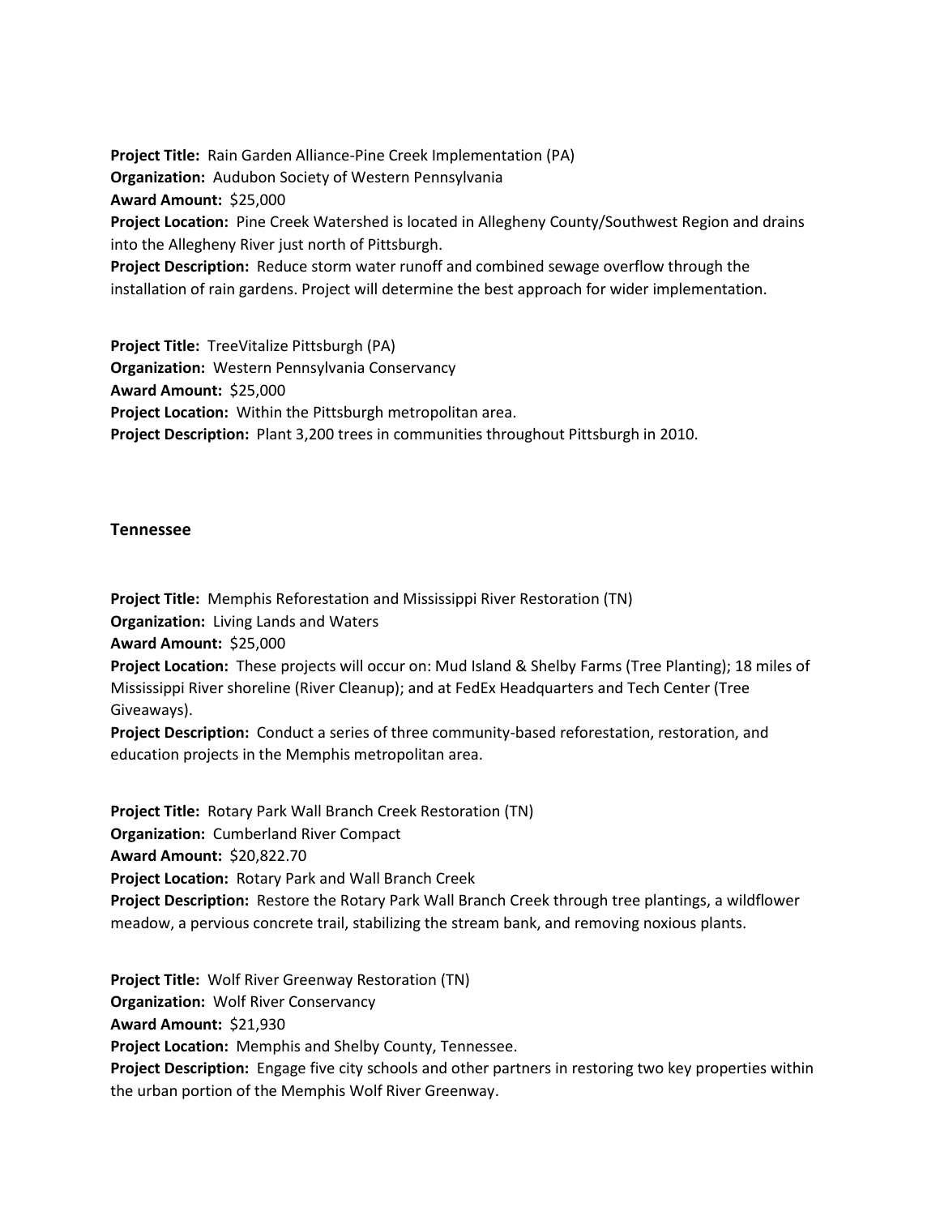**Project Title:** Rain Garden Alliance-Pine Creek Implementation (PA)
**Organization:** Audubon Society of Western Pennsylvania
**Award Amount:** $25,000
**Project Location:** Pine Creek Watershed is located in Allegheny County/Southwest Region and drains into the Allegheny River just north of Pittsburgh.
**Project Description:** Reduce storm water runoff and combined sewage overflow through the installation of rain gardens. Project will determine the best approach for wider implementation.

**Project Title:** TreeVitalize Pittsburgh (PA)
**Organization:** Western Pennsylvania Conservancy
**Award Amount:** $25,000
**Project Location:** Within the Pittsburgh metropolitan area.
**Project Description:** Plant 3,200 trees in communities throughout Pittsburgh in 2010.

## Tennessee

**Project Title:** Memphis Reforestation and Mississippi River Restoration (TN)
**Organization:** Living Lands and Waters
**Award Amount:** $25,000
**Project Location:** These projects will occur on: Mud Island & Shelby Farms (Tree Planting); 18 miles of Mississippi River shoreline (River Cleanup); and at FedEx Headquarters and Tech Center (Tree Giveaways).
**Project Description:** Conduct a series of three community-based reforestation, restoration, and education projects in the Memphis metropolitan area.

**Project Title:** Rotary Park Wall Branch Creek Restoration (TN)
**Organization:** Cumberland River Compact
**Award Amount:** $20,822.70
**Project Location:** Rotary Park and Wall Branch Creek
**Project Description:** Restore the Rotary Park Wall Branch Creek through tree plantings, a wildflower meadow, a pervious concrete trail, stabilizing the stream bank, and removing noxious plants.

**Project Title:** Wolf River Greenway Restoration (TN)
**Organization:** Wolf River Conservancy
**Award Amount:** $21,930
**Project Location:** Memphis and Shelby County, Tennessee.
**Project Description:** Engage five city schools and other partners in restoring two key properties within the urban portion of the Memphis Wolf River Greenway.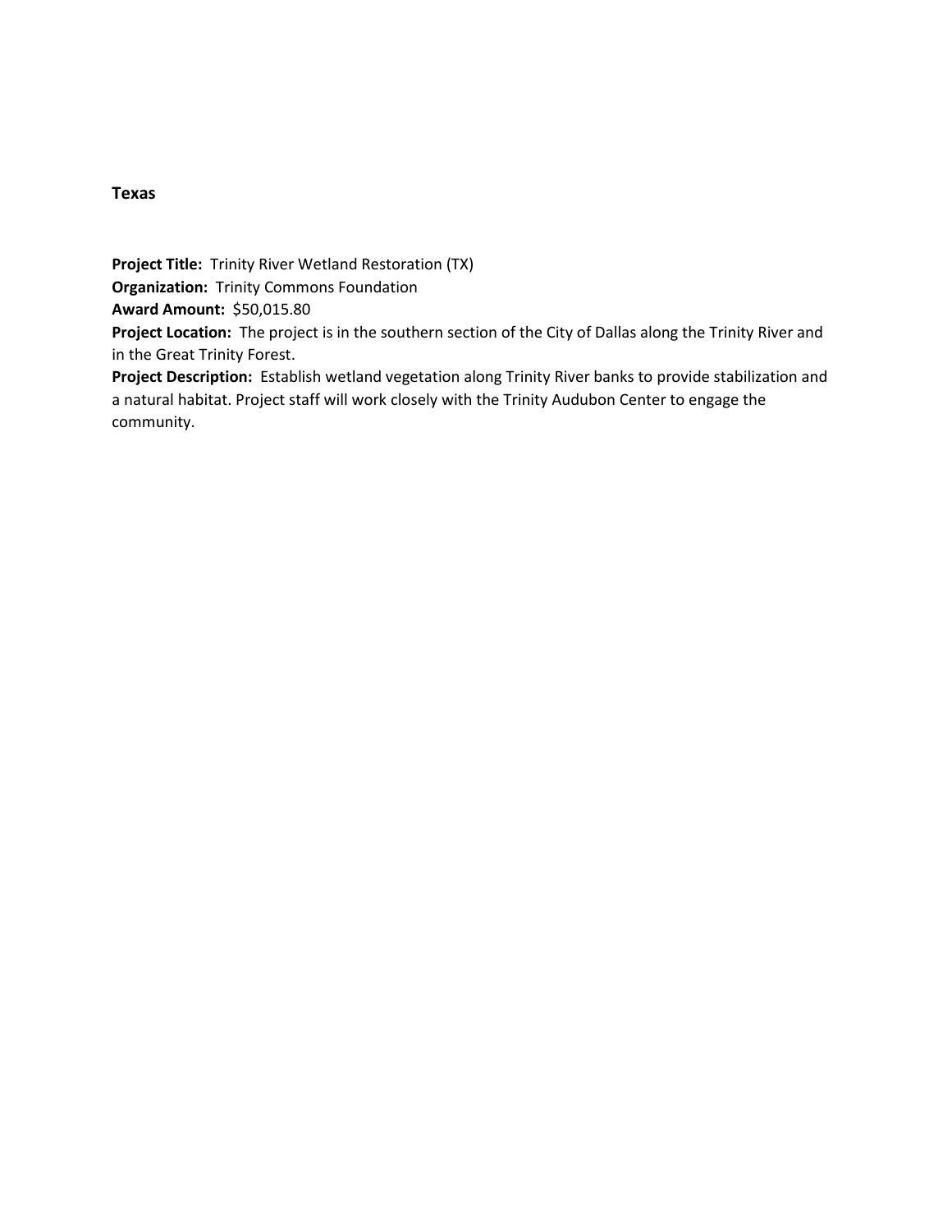## Texas

**Project Title:** Trinity River Wetland Restoration (TX)
**Organization:** Trinity Commons Foundation
**Award Amount:** $50,015.80
**Project Location:** The project is in the southern section of the City of Dallas along the Trinity River and in the Great Trinity Forest.
**Project Description:** Establish wetland vegetation along Trinity River banks to provide stabilization and a natural habitat. Project staff will work closely with the Trinity Audubon Center to engage the community.